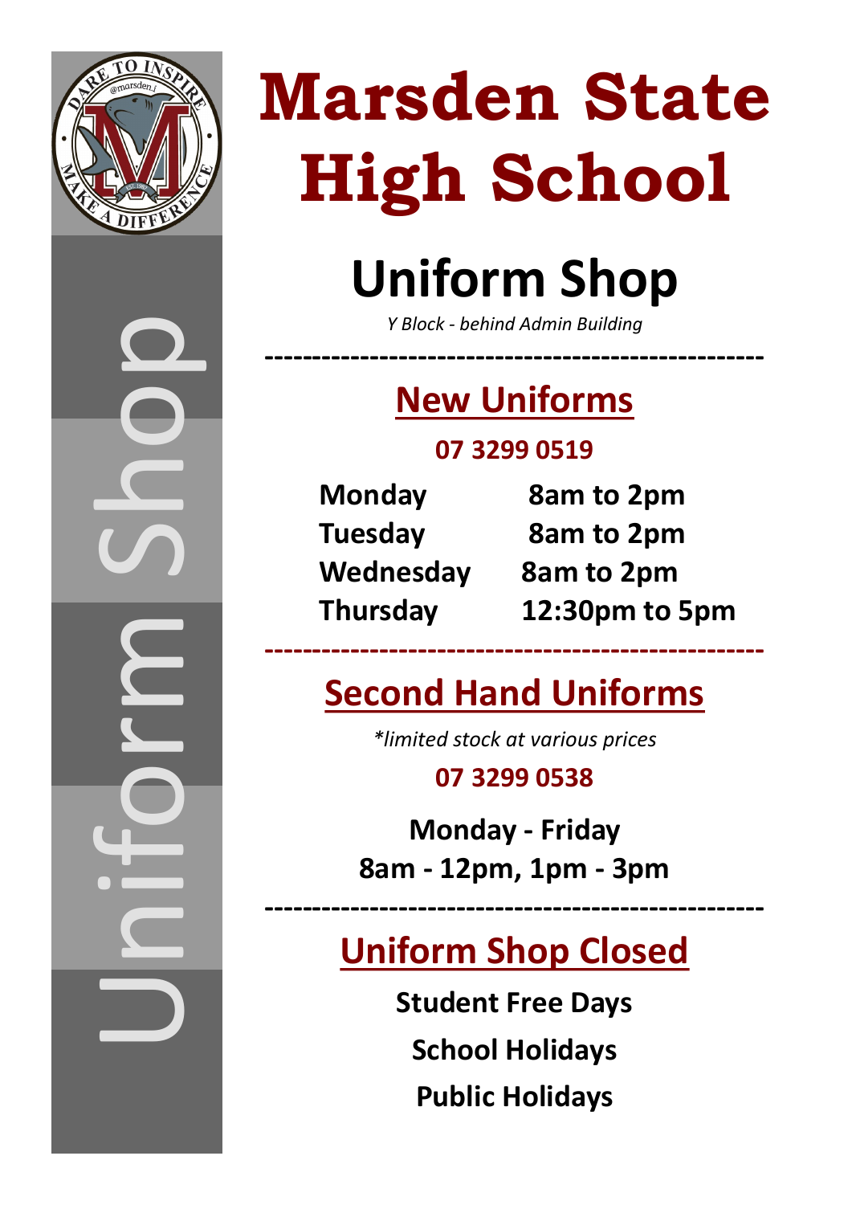# Marsden State High School

## Uniform Shop

*Y Block - behind Admin Building*

---

### New Uniforms

**07 3299 0519**

| | |
|---|---|
| **Monday** | **8am to 2pm** |
| **Tuesday** | **8am to 2pm** |
| **Wednesday** | **8am to 2pm** |
| **Thursday** | **12:30pm to 5pm** |

---

### Second Hand Uniforms

*\*limited stock at various prices*

**07 3299 0538**

**Monday - Friday**
**8am - 12pm, 1pm - 3pm**

---

### Uniform Shop Closed

**Student Free Days**

**School Holidays**

**Public Holidays**

Uniform Shop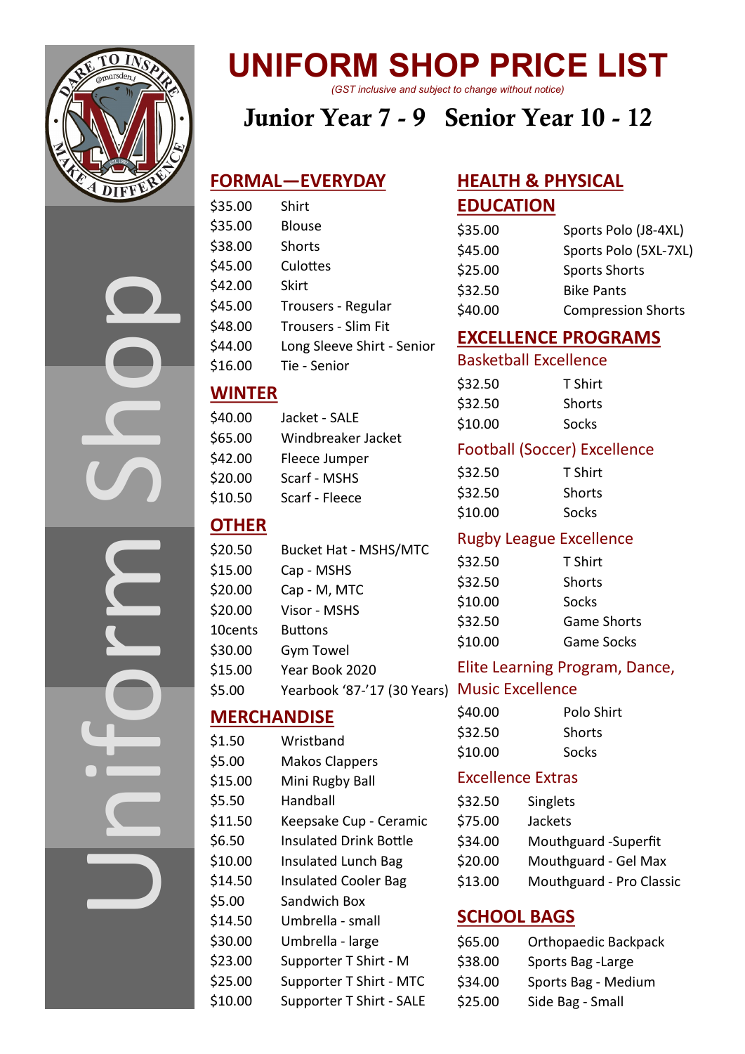# UNIFORM SHOP PRICE LIST

*(GST inclusive and subject to change without notice)*

## Junior Year 7 - 9 Senior Year 10 - 12

## FORMAL—EVERYDAY

| | |
|---|---|
| $35.00 | Shirt |
| $35.00 | Blouse |
| $38.00 | Shorts |
| $45.00 | Culottes |
| $42.00 | Skirt |
| $45.00 | Trousers - Regular |
| $48.00 | Trousers - Slim Fit |
| $44.00 | Long Sleeve Shirt - Senior |
| $16.00 | Tie - Senior |

## WINTER

| | |
|---|---|
| $40.00 | Jacket - SALE |
| $65.00 | Windbreaker Jacket |
| $42.00 | Fleece Jumper |
| $20.00 | Scarf - MSHS |
| $10.50 | Scarf - Fleece |

## OTHER

| | |
|---|---|
| $20.50 | Bucket Hat - MSHS/MTC |
| $15.00 | Cap - MSHS |
| $20.00 | Cap - M, MTC |
| $20.00 | Visor - MSHS |
| 10cents | Buttons |
| $30.00 | Gym Towel |
| $15.00 | Year Book 2020 |
| $5.00 | Yearbook '87-'17 (30 Years) |

## MERCHANDISE

| | |
|---|---|
| $1.50 | Wristband |
| $5.00 | Makos Clappers |
| $15.00 | Mini Rugby Ball |
| $5.50 | Handball |
| $11.50 | Keepsake Cup - Ceramic |
| $6.50 | Insulated Drink Bottle |
| $10.00 | Insulated Lunch Bag |
| $14.50 | Insulated Cooler Bag |
| $5.00 | Sandwich Box |
| $14.50 | Umbrella - small |
| $30.00 | Umbrella - large |
| $23.00 | Supporter T Shirt - M |
| $25.00 | Supporter T Shirt - MTC |
| $10.00 | Supporter T Shirt - SALE |

## HEALTH & PHYSICAL EDUCATION

| | |
|---|---|
| $35.00 | Sports Polo (J8-4XL) |
| $45.00 | Sports Polo (5XL-7XL) |
| $25.00 | Sports Shorts |
| $32.50 | Bike Pants |
| $40.00 | Compression Shorts |

## EXCELLENCE PROGRAMS

### Basketball Excellence

| | |
|---|---|
| $32.50 | T Shirt |
| $32.50 | Shorts |
| $10.00 | Socks |

### Football (Soccer) Excellence

| | |
|---|---|
| $32.50 | T Shirt |
| $32.50 | Shorts |
| $10.00 | Socks |

### Rugby League Excellence

| | |
|---|---|
| $32.50 | T Shirt |
| $32.50 | Shorts |
| $10.00 | Socks |
| $32.50 | Game Shorts |
| $10.00 | Game Socks |

### Elite Learning Program, Dance, Music Excellence

| | |
|---|---|
| $40.00 | Polo Shirt |
| $32.50 | Shorts |
| $10.00 | Socks |

### Excellence Extras

| | |
|---|---|
| $32.50 | Singlets |
| $75.00 | Jackets |
| $34.00 | Mouthguard -Superfit |
| $20.00 | Mouthguard - Gel Max |
| $13.00 | Mouthguard - Pro Classic |

## SCHOOL BAGS

| | |
|---|---|
| $65.00 | Orthopaedic Backpack |
| $38.00 | Sports Bag -Large |
| $34.00 | Sports Bag - Medium |
| $25.00 | Side Bag - Small |